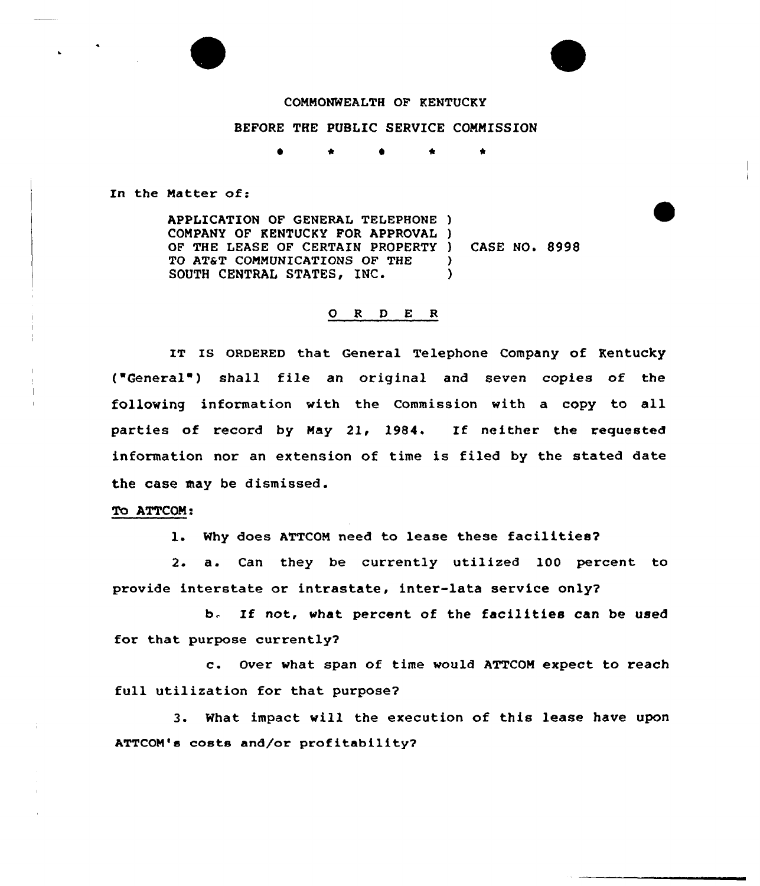COMMONWEALTH OF KENTUCKY

BEFORE THE PUBLIC SERVICE COMMISSION

\* \* \* \* \*

In the Matter of:

APPLICATION OF GENERAL TELEPHONE COMPANY OF KENTUCKY FOR APPROVAL OF THE LEASE OF CERTAIN PROPERTY TO AT&T COMMUNICATIONS OF THE SOUTH CENTRAL STATES, INC. ) CASE NO. 8998

## O R D E R

IT IS ORDERED that General Telephone Company of Kentucky ("General") shall file an original and seven copies of the following information with the Commission with a copy to all parties of record by May 21, 1984. If neither the requested information nor an extension of time is filed by the stated date the case may be dismissed.

To ATTCOM:

1. Why does ATTCOM need to lease these facilities?

2. a. Can they be currently utilized 100 percent to provide interstate or intrastate, inter-lata service only?

   b. If not, what percent of the facilities can be used for that purpose currently?

   c. Over what span of time would ATTCOM expect to reach full utilization for that purpose?

3. What impact will the execution of this lease have upon ATTCOM's costs and/or profitability?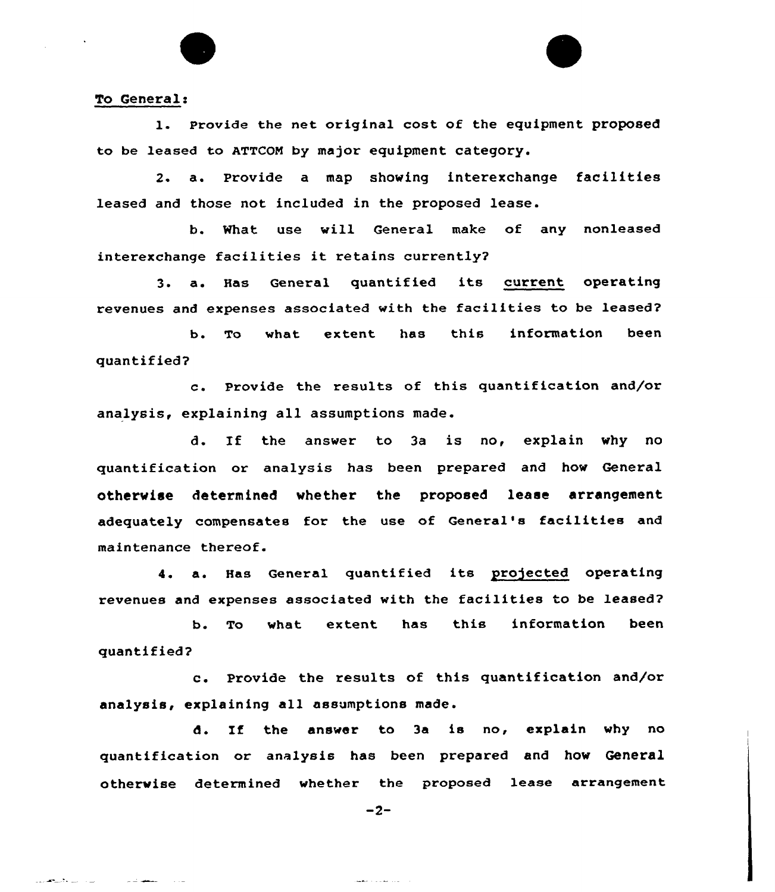To General:

1. Provide the net original cost of the equipment proposed to be leased to ATTCOM by major equipment category.

2. a. Provide a map showing interexchange facilities leased and those not included in the proposed lease.

b. What use will General make of any nonleased interexchange facilities it retains currently?

3. a. Has General quantified its current operating revenues and expenses associated with the facilities to be leased?

b. To what extent has this information been quantified?

c. Provide the results of this quantification and/or analysis, explaining all assumptions made.

d. If the answer to 3a is no, explain why no quantification or analysis has been prepared and how General otherwise determined whether the proposed lease arrangement adequately compensates for the use of General's facilities and maintenance thereof.

4. a. Has General quantified its projected operating revenues and expenses associated with the facilities to be leased?

b. To what extent has this information been quantified?

c. Provide the results of this quantification and/or analysis, explaining all assumptions made.

d. If the answer to 3a is no, explain why no quantification or analysis has been prepared and how General otherwise determined whether the proposed lease arrangement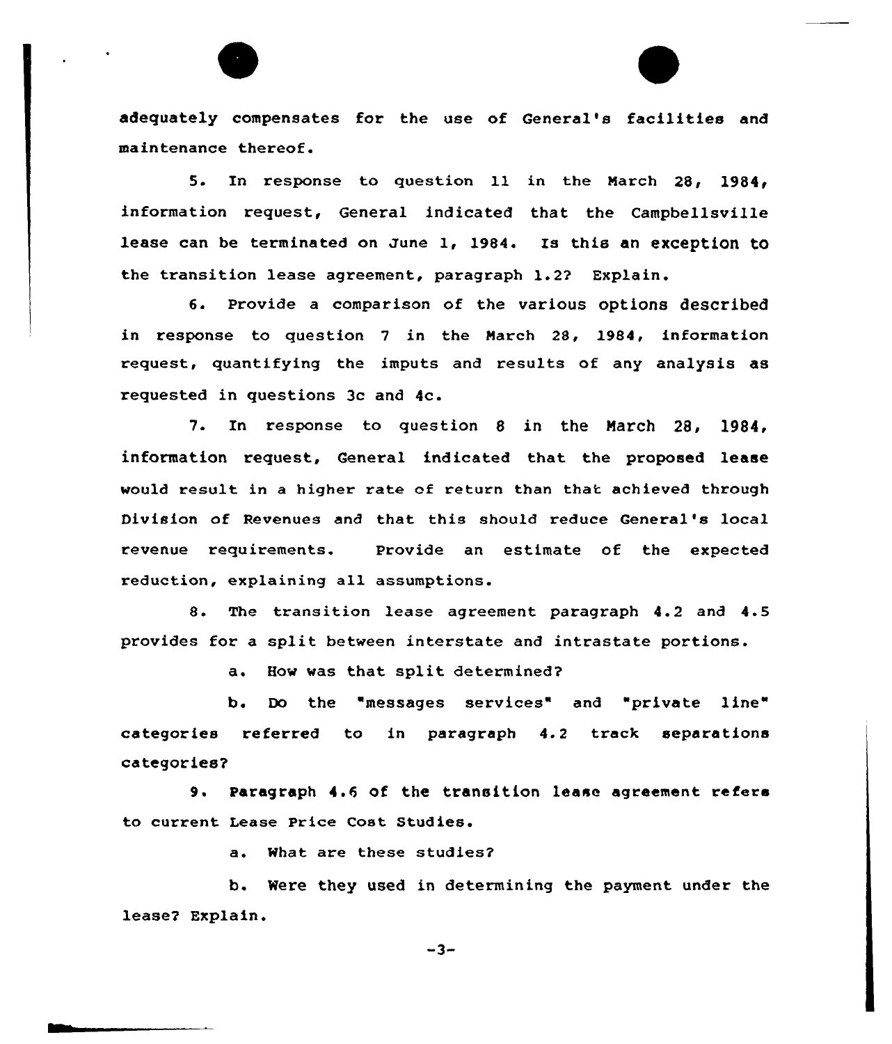adequately compensates for the use of General's facilities and maintenance thereof.

5. In response to question 11 in the March 28, 1984, information request, General indicated that the Campbellsville lease can be terminated on June 1, 1984. Is this an exception to the transition lease agreement, paragraph 1.2? Explain.

6. Provide a comparison of the various options described in response to question 7 in the March 28, 1984, information request, quantifying the imputs and results of any analysis as requested in questions 3c and 4c.

7. In response to question 8 in the March 28, 1984, information request, General indicated that the proposed lease would result in a higher rate of return than that achieved through Division of Revenues and that this should reduce General's local revenue requirements. Provide an estimate of the expected reduction, explaining all assumptions.

8. The transition lease agreement paragraph 4.2 and 4.5 provides for a split between interstate and intrastate portions.

a. How was that split determined?

b. Do the "messages services" and "private line" categories referred to in paragraph 4.2 track separations categories?

9. Paragraph 4.6 of the transition lease agreement refers to current Lease Price Cost Studies.

a. What are these studies?

b. Were they used in determining the payment under the lease? Explain.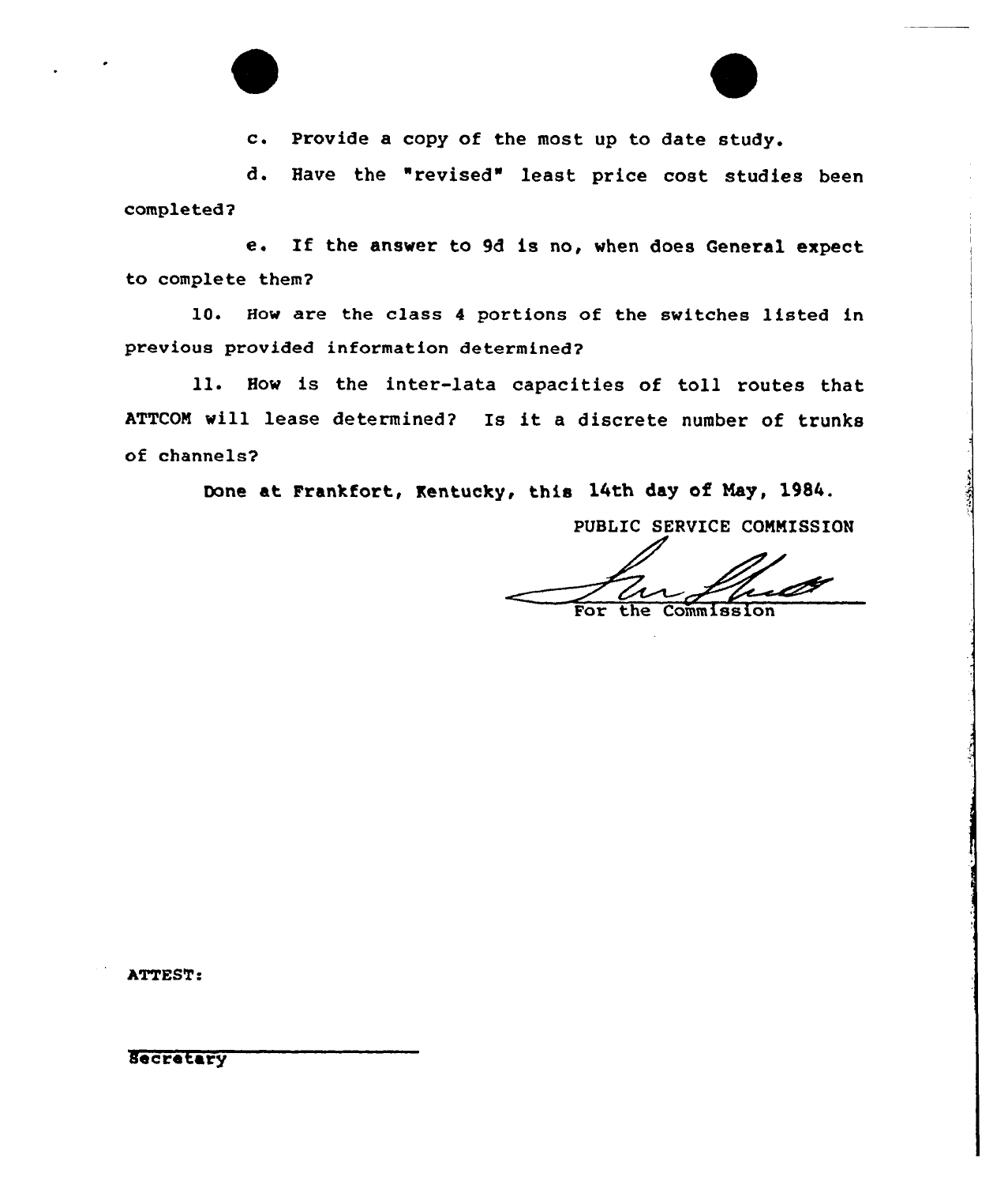c. Provide a copy of the most up to date study.

d. Have the "revised" least price cost studies been completed?

e. If the answer to 9d is no, when does General expect to complete them?

10. How are the class 4 portions of the switches listed in previous provided information determined?

11. How is the inter-lata capacities of toll routes that ATTCOM will lease determined? Is it a discrete number of trunks of channels?

Done at Frankfort, Kentucky, this 14th day of May, 1984.

PUBLIC SERVICE COMMISSION

For the Commission

ATTEST:

Secretary